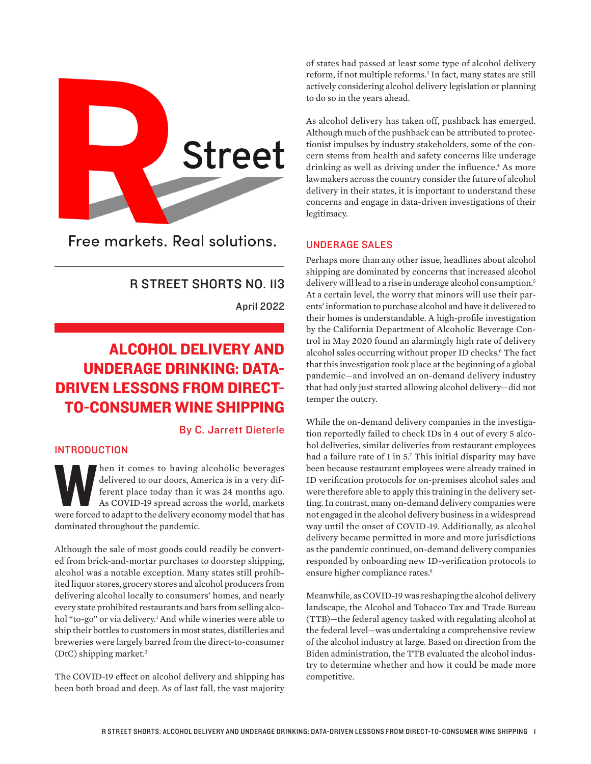Free markets. Real solutions.

R STREET SHORTS NO. 113

April 2022

# ALCOHOL DELIVERY AND UNDERAGE DRINKING: DATA-DRIVEN LESSONS FROM DIRECT-TO-CONSUMER WINE SHIPPING

By C. Jarrett Dieterle

## INTRODUCTION

When it comes to having alcoholic beverages delivered to our doors, America is in a very different place today than it was 24 months ago. As COVID-19 spread across the world, markets were forced to adapt to the delivery economy model that has dominated throughout the pandemic.

Although the sale of most goods could readily be converted from brick-and-mortar purchases to doorstep shipping, alcohol was a notable exception. Many states still prohibited liquor stores, grocery stores and alcohol producers from delivering alcohol locally to consumers' homes, and nearly every state prohibited restaurants and bars from selling alcohol "to-go" or via delivery.[1] And while wineries were able to ship their bottles to customers in most states, distilleries and breweries were largely barred from the direct-to-consumer (DtC) shipping market.[2]

The COVID-19 effect on alcohol delivery and shipping has been both broad and deep. As of last fall, the vast majority of states had passed at least some type of alcohol delivery reform, if not multiple reforms.[3] In fact, many states are still actively considering alcohol delivery legislation or planning to do so in the years ahead.

As alcohol delivery has taken off, pushback has emerged. Although much of the pushback can be attributed to protectionist impulses by industry stakeholders, some of the concern stems from health and safety concerns like underage drinking as well as driving under the influence.[4] As more lawmakers across the country consider the future of alcohol delivery in their states, it is important to understand these concerns and engage in data-driven investigations of their legitimacy.

## UNDERAGE SALES

Perhaps more than any other issue, headlines about alcohol shipping are dominated by concerns that increased alcohol delivery will lead to a rise in underage alcohol consumption.[5] At a certain level, the worry that minors will use their parents' information to purchase alcohol and have it delivered to their homes is understandable. A high-profile investigation by the California Department of Alcoholic Beverage Control in May 2020 found an alarmingly high rate of delivery alcohol sales occurring without proper ID checks.[6] The fact that this investigation took place at the beginning of a global pandemic—and involved an on-demand delivery industry that had only just started allowing alcohol delivery—did not temper the outcry.

While the on-demand delivery companies in the investigation reportedly failed to check IDs in 4 out of every 5 alcohol deliveries, similar deliveries from restaurant employees had a failure rate of 1 in 5.[7] This initial disparity may have been because restaurant employees were already trained in ID verification protocols for on-premises alcohol sales and were therefore able to apply this training in the delivery setting. In contrast, many on-demand delivery companies were not engaged in the alcohol delivery business in a widespread way until the onset of COVID-19. Additionally, as alcohol delivery became permitted in more and more jurisdictions as the pandemic continued, on-demand delivery companies responded by onboarding new ID-verification protocols to ensure higher compliance rates.[8]

Meanwhile, as COVID-19 was reshaping the alcohol delivery landscape, the Alcohol and Tobacco Tax and Trade Bureau (TTB)—the federal agency tasked with regulating alcohol at the federal level—was undertaking a comprehensive review of the alcohol industry at large. Based on direction from the Biden administration, the TTB evaluated the alcohol industry to determine whether and how it could be made more competitive.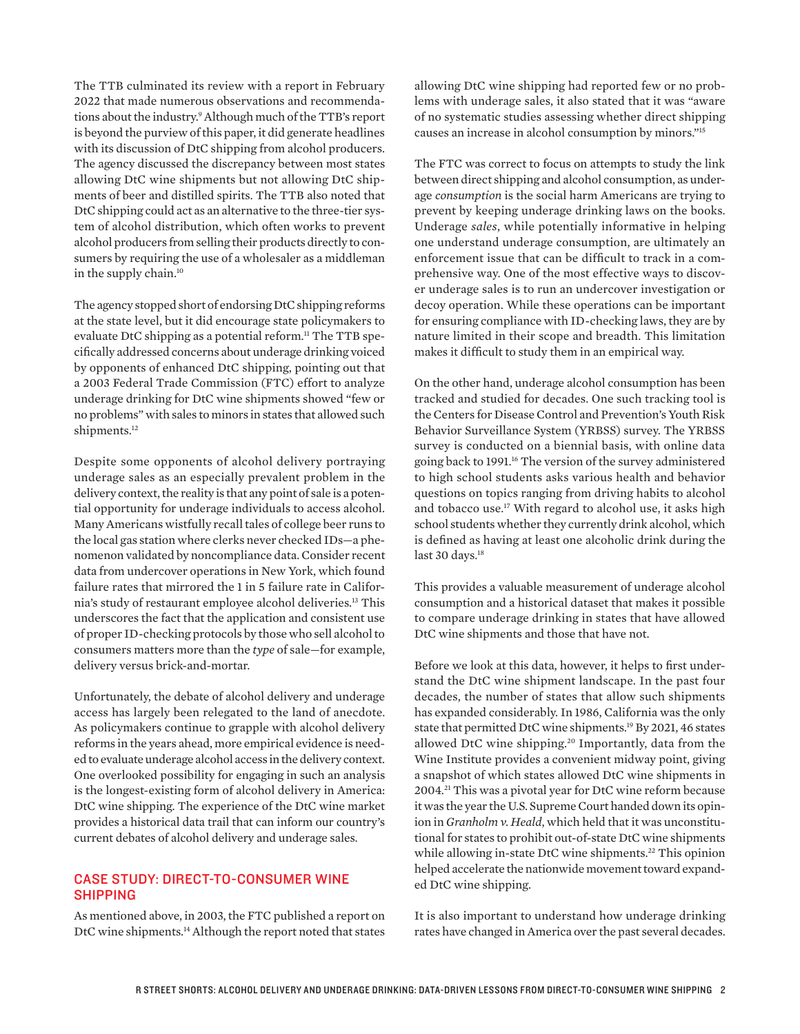The TTB culminated its review with a report in February 2022 that made numerous observations and recommendations about the industry.[9] Although much of the TTB's report is beyond the purview of this paper, it did generate headlines with its discussion of DtC shipping from alcohol producers. The agency discussed the discrepancy between most states allowing DtC wine shipments but not allowing DtC shipments of beer and distilled spirits. The TTB also noted that DtC shipping could act as an alternative to the three-tier system of alcohol distribution, which often works to prevent alcohol producers from selling their products directly to consumers by requiring the use of a wholesaler as a middleman in the supply chain.[10]

The agency stopped short of endorsing DtC shipping reforms at the state level, but it did encourage state policymakers to evaluate DtC shipping as a potential reform.[11] The TTB specifically addressed concerns about underage drinking voiced by opponents of enhanced DtC shipping, pointing out that a 2003 Federal Trade Commission (FTC) effort to analyze underage drinking for DtC wine shipments showed "few or no problems" with sales to minors in states that allowed such shipments.[12]

Despite some opponents of alcohol delivery portraying underage sales as an especially prevalent problem in the delivery context, the reality is that any point of sale is a potential opportunity for underage individuals to access alcohol. Many Americans wistfully recall tales of college beer runs to the local gas station where clerks never checked IDs—a phenomenon validated by noncompliance data. Consider recent data from undercover operations in New York, which found failure rates that mirrored the 1 in 5 failure rate in California's study of restaurant employee alcohol deliveries.[13] This underscores the fact that the application and consistent use of proper ID-checking protocols by those who sell alcohol to consumers matters more than the *type* of sale—for example, delivery versus brick-and-mortar.

Unfortunately, the debate of alcohol delivery and underage access has largely been relegated to the land of anecdote. As policymakers continue to grapple with alcohol delivery reforms in the years ahead, more empirical evidence is needed to evaluate underage alcohol access in the delivery context. One overlooked possibility for engaging in such an analysis is the longest-existing form of alcohol delivery in America: DtC wine shipping. The experience of the DtC wine market provides a historical data trail that can inform our country's current debates of alcohol delivery and underage sales.

## CASE STUDY: DIRECT-TO-CONSUMER WINE SHIPPING

As mentioned above, in 2003, the FTC published a report on DtC wine shipments.[14] Although the report noted that states allowing DtC wine shipping had reported few or no problems with underage sales, it also stated that it was "aware of no systematic studies assessing whether direct shipping causes an increase in alcohol consumption by minors."[15]

The FTC was correct to focus on attempts to study the link between direct shipping and alcohol consumption, as underage *consumption* is the social harm Americans are trying to prevent by keeping underage drinking laws on the books. Underage *sales*, while potentially informative in helping one understand underage consumption, are ultimately an enforcement issue that can be difficult to track in a comprehensive way. One of the most effective ways to discover underage sales is to run an undercover investigation or decoy operation. While these operations can be important for ensuring compliance with ID-checking laws, they are by nature limited in their scope and breadth. This limitation makes it difficult to study them in an empirical way.

On the other hand, underage alcohol consumption has been tracked and studied for decades. One such tracking tool is the Centers for Disease Control and Prevention's Youth Risk Behavior Surveillance System (YRBSS) survey. The YRBSS survey is conducted on a biennial basis, with online data going back to 1991.[16] The version of the survey administered to high school students asks various health and behavior questions on topics ranging from driving habits to alcohol and tobacco use.[17] With regard to alcohol use, it asks high school students whether they currently drink alcohol, which is defined as having at least one alcoholic drink during the last 30 days.[18]

This provides a valuable measurement of underage alcohol consumption and a historical dataset that makes it possible to compare underage drinking in states that have allowed DtC wine shipments and those that have not.

Before we look at this data, however, it helps to first understand the DtC wine shipment landscape. In the past four decades, the number of states that allow such shipments has expanded considerably. In 1986, California was the only state that permitted DtC wine shipments.[19] By 2021, 46 states allowed DtC wine shipping.[20] Importantly, data from the Wine Institute provides a convenient midway point, giving a snapshot of which states allowed DtC wine shipments in 2004.[21] This was a pivotal year for DtC wine reform because it was the year the U.S. Supreme Court handed down its opinion in *Granholm v. Heald*, which held that it was unconstitutional for states to prohibit out-of-state DtC wine shipments while allowing in-state DtC wine shipments.[22] This opinion helped accelerate the nationwide movement toward expanded DtC wine shipping.

It is also important to understand how underage drinking rates have changed in America over the past several decades.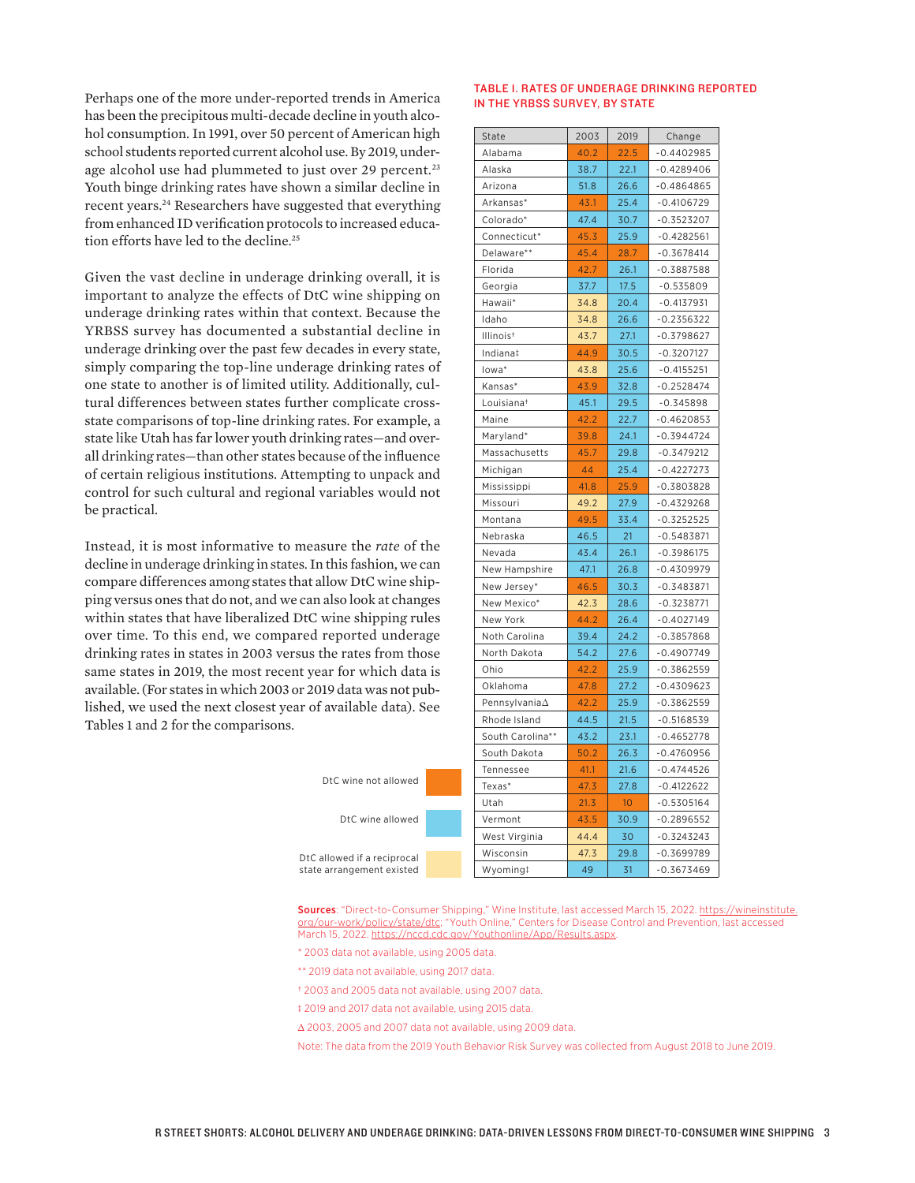Perhaps one of the more under-reported trends in America has been the precipitous multi-decade decline in youth alcohol consumption. In 1991, over 50 percent of American high school students reported current alcohol use. By 2019, underage alcohol use had plummeted to just over 29 percent.[23] Youth binge drinking rates have shown a similar decline in recent years.[24] Researchers have suggested that everything from enhanced ID verification protocols to increased education efforts have led to the decline.[25]

Given the vast decline in underage drinking overall, it is important to analyze the effects of DtC wine shipping on underage drinking rates within that context. Because the YRBSS survey has documented a substantial decline in underage drinking over the past few decades in every state, simply comparing the top-line underage drinking rates of one state to another is of limited utility. Additionally, cultural differences between states further complicate cross-state comparisons of top-line drinking rates. For example, a state like Utah has far lower youth drinking rates—and overall drinking rates—than other states because of the influence of certain religious institutions. Attempting to unpack and control for such cultural and regional variables would not be practical.

Instead, it is most informative to measure the *rate* of the decline in underage drinking in states. In this fashion, we can compare differences among states that allow DtC wine shipping versus ones that do not, and we can also look at changes within states that have liberalized DtC wine shipping rules over time. To this end, we compared reported underage drinking rates in states in 2003 versus the rates from those same states in 2019, the most recent year for which data is available. (For states in which 2003 or 2019 data was not published, we used the next closest year of available data). See Tables 1 and 2 for the comparisons.

**TABLE I. RATES OF UNDERAGE DRINKING REPORTED IN THE YRBSS SURVEY, BY STATE**

| State | 2003 | 2019 | Change |
|---|---|---|---|
| Alabama | 40.2 | 22.5 | -0.4402985 |
| Alaska | 38.7 | 22.1 | -0.4289406 |
| Arizona | 51.8 | 26.6 | -0.4864865 |
| Arkansas* | 43.1 | 25.4 | -0.4106729 |
| Colorado* | 47.4 | 30.7 | -0.3523207 |
| Connecticut* | 45.3 | 25.9 | -0.4282561 |
| Delaware** | 45.4 | 28.7 | -0.3678414 |
| Florida | 42.7 | 26.1 | -0.3887588 |
| Georgia | 37.7 | 17.5 | -0.535809 |
| Hawaii* | 34.8 | 20.4 | -0.4137931 |
| Idaho | 34.8 | 26.6 | -0.2356322 |
| Illinois† | 43.7 | 27.1 | -0.3798627 |
| Indiana‡ | 44.9 | 30.5 | -0.3207127 |
| Iowa* | 43.8 | 25.6 | -0.4155251 |
| Kansas* | 43.9 | 32.8 | -0.2528474 |
| Louisiana† | 45.1 | 29.5 | -0.345898 |
| Maine | 42.2 | 22.7 | -0.4620853 |
| Maryland* | 39.8 | 24.1 | -0.3944724 |
| Massachusetts | 45.7 | 29.8 | -0.3479212 |
| Michigan | 44 | 25.4 | -0.4227273 |
| Mississippi | 41.8 | 25.9 | -0.3803828 |
| Missouri | 49.2 | 27.9 | -0.4329268 |
| Montana | 49.5 | 33.4 | -0.3252525 |
| Nebraska | 46.5 | 21 | -0.5483871 |
| Nevada | 43.4 | 26.1 | -0.3986175 |
| New Hampshire | 47.1 | 26.8 | -0.4309979 |
| New Jersey* | 46.5 | 30.3 | -0.3483871 |
| New Mexico* | 42.3 | 28.6 | -0.3238771 |
| New York | 44.2 | 26.4 | -0.4027149 |
| Noth Carolina | 39.4 | 24.2 | -0.3857868 |
| North Dakota | 54.2 | 27.6 | -0.4907749 |
| Ohio | 42.2 | 25.9 | -0.3862559 |
| Oklahoma | 47.8 | 27.2 | -0.4309623 |
| PennsylvaniaΔ | 42.2 | 25.9 | -0.3862559 |
| Rhode Island | 44.5 | 21.5 | -0.5168539 |
| South Carolina** | 43.2 | 23.1 | -0.4652778 |
| South Dakota | 50.2 | 26.3 | -0.4760956 |
| Tennessee | 41.1 | 21.6 | -0.4744526 |
| Texas* | 47.3 | 27.8 | -0.4122622 |
| Utah | 21.3 | 10 | -0.5305164 |
| Vermont | 43.5 | 30.9 | -0.2896552 |
| West Virginia | 44.4 | 30 | -0.3243243 |
| Wisconsin | 47.3 | 29.8 | -0.3699789 |
| Wyoming‡ | 49 | 31 | -0.3673469 |

Legend: DtC wine not allowed (orange); DtC wine allowed (blue); DtC allowed if a reciprocal state arrangement existed (light yellow)

**Sources**: "Direct-to-Consumer Shipping," Wine Institute, last accessed March 15, 2022. https://wineinstitute.org/our-work/policy/state/dtc; "Youth Online," Centers for Disease Control and Prevention, last accessed March 15, 2022. https://nccd.cdc.gov/Youthonline/App/Results.aspx.

* 2003 data not available, using 2005 data.

** 2019 data not available, using 2017 data.

† 2003 and 2005 data not available, using 2007 data.

‡ 2019 and 2017 data not available, using 2015 data.

Δ 2003, 2005 and 2007 data not available, using 2009 data.

Note: The data from the 2019 Youth Behavior Risk Survey was collected from August 2018 to June 2019.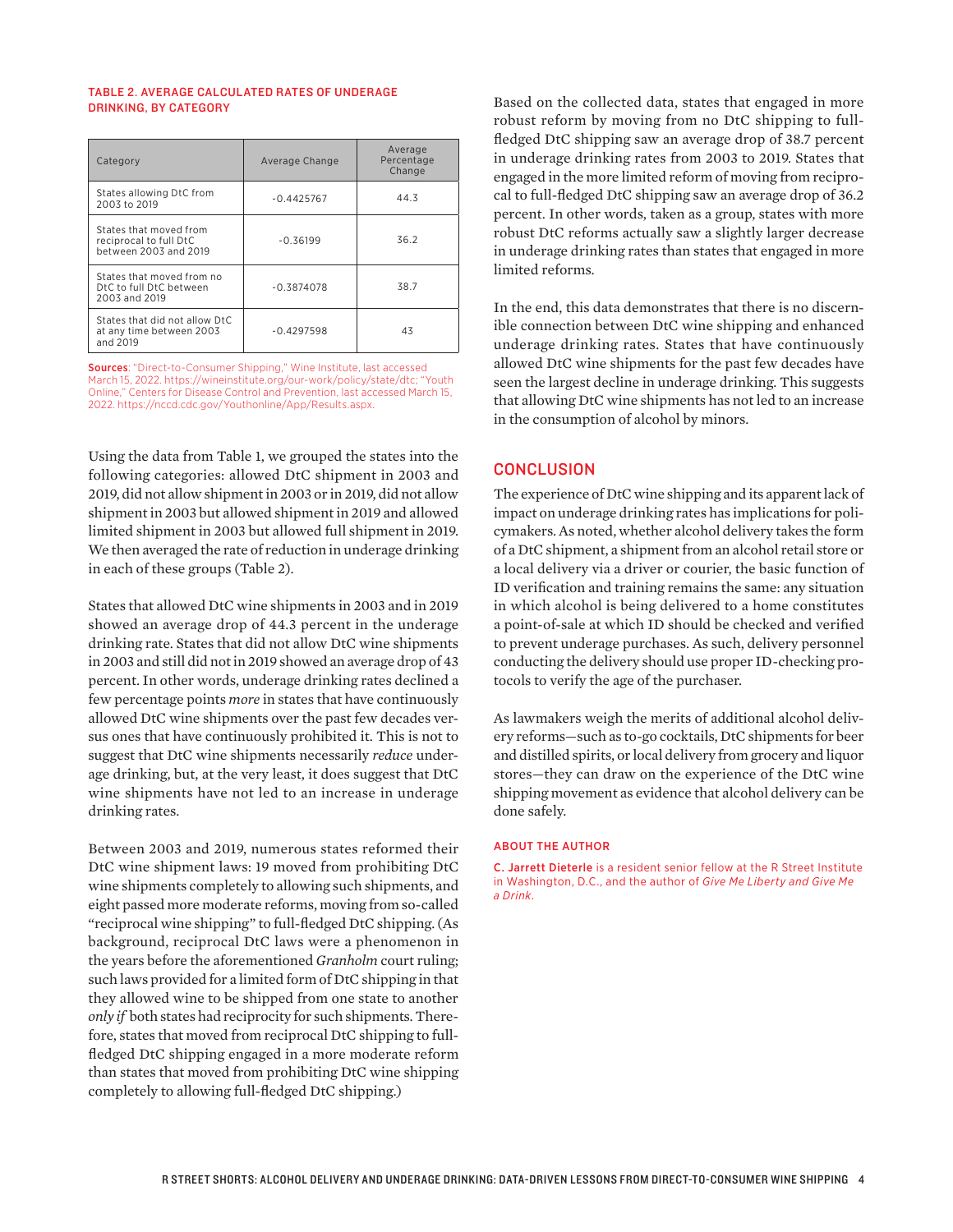#### TABLE 2. AVERAGE CALCULATED RATES OF UNDERAGE DRINKING, BY CATEGORY

| Category | Average Change | Average Percentage Change |
|---|---|---|
| States allowing DtC from 2003 to 2019 | -0.4425767 | 44.3 |
| States that moved from reciprocal to full DtC between 2003 and 2019 | -0.36199 | 36.2 |
| States that moved from no DtC to full DtC between 2003 and 2019 | -0.3874078 | 38.7 |
| States that did not allow DtC at any time between 2003 and 2019 | -0.4297598 | 43 |

**Sources**: "Direct-to-Consumer Shipping," Wine Institute, last accessed March 15, 2022. https://wineinstitute.org/our-work/policy/state/dtc; "Youth Online," Centers for Disease Control and Prevention, last accessed March 15, 2022. https://nccd.cdc.gov/Youthonline/App/Results.aspx.

Using the data from Table 1, we grouped the states into the following categories: allowed DtC shipment in 2003 and 2019, did not allow shipment in 2003 or in 2019, did not allow shipment in 2003 but allowed shipment in 2019 and allowed limited shipment in 2003 but allowed full shipment in 2019. We then averaged the rate of reduction in underage drinking in each of these groups (Table 2).

States that allowed DtC wine shipments in 2003 and in 2019 showed an average drop of 44.3 percent in the underage drinking rate. States that did not allow DtC wine shipments in 2003 and still did not in 2019 showed an average drop of 43 percent. In other words, underage drinking rates declined a few percentage points *more* in states that have continuously allowed DtC wine shipments over the past few decades versus ones that have continuously prohibited it. This is not to suggest that DtC wine shipments necessarily *reduce* underage drinking, but, at the very least, it does suggest that DtC wine shipments have not led to an increase in underage drinking rates.

Between 2003 and 2019, numerous states reformed their DtC wine shipment laws: 19 moved from prohibiting DtC wine shipments completely to allowing such shipments, and eight passed more moderate reforms, moving from so-called "reciprocal wine shipping" to full-fledged DtC shipping. (As background, reciprocal DtC laws were a phenomenon in the years before the aforementioned *Granholm* court ruling; such laws provided for a limited form of DtC shipping in that they allowed wine to be shipped from one state to another *only if* both states had reciprocity for such shipments. Therefore, states that moved from reciprocal DtC shipping to full-fledged DtC shipping engaged in a more moderate reform than states that moved from prohibiting DtC wine shipping completely to allowing full-fledged DtC shipping.)

Based on the collected data, states that engaged in more robust reform by moving from no DtC shipping to full-fledged DtC shipping saw an average drop of 38.7 percent in underage drinking rates from 2003 to 2019. States that engaged in the more limited reform of moving from reciprocal to full-fledged DtC shipping saw an average drop of 36.2 percent. In other words, taken as a group, states with more robust DtC reforms actually saw a slightly larger decrease in underage drinking rates than states that engaged in more limited reforms.

In the end, this data demonstrates that there is no discernible connection between DtC wine shipping and enhanced underage drinking rates. States that have continuously allowed DtC wine shipments for the past few decades have seen the largest decline in underage drinking. This suggests that allowing DtC wine shipments has not led to an increase in the consumption of alcohol by minors.

## CONCLUSION

The experience of DtC wine shipping and its apparent lack of impact on underage drinking rates has implications for policymakers. As noted, whether alcohol delivery takes the form of a DtC shipment, a shipment from an alcohol retail store or a local delivery via a driver or courier, the basic function of ID verification and training remains the same: any situation in which alcohol is being delivered to a home constitutes a point-of-sale at which ID should be checked and verified to prevent underage purchases. As such, delivery personnel conducting the delivery should use proper ID-checking protocols to verify the age of the purchaser.

As lawmakers weigh the merits of additional alcohol delivery reforms—such as to-go cocktails, DtC shipments for beer and distilled spirits, or local delivery from grocery and liquor stores—they can draw on the experience of the DtC wine shipping movement as evidence that alcohol delivery can be done safely.

#### ABOUT THE AUTHOR

**C. Jarrett Dieterle** is a resident senior fellow at the R Street Institute in Washington, D.C., and the author of *Give Me Liberty and Give Me a Drink*.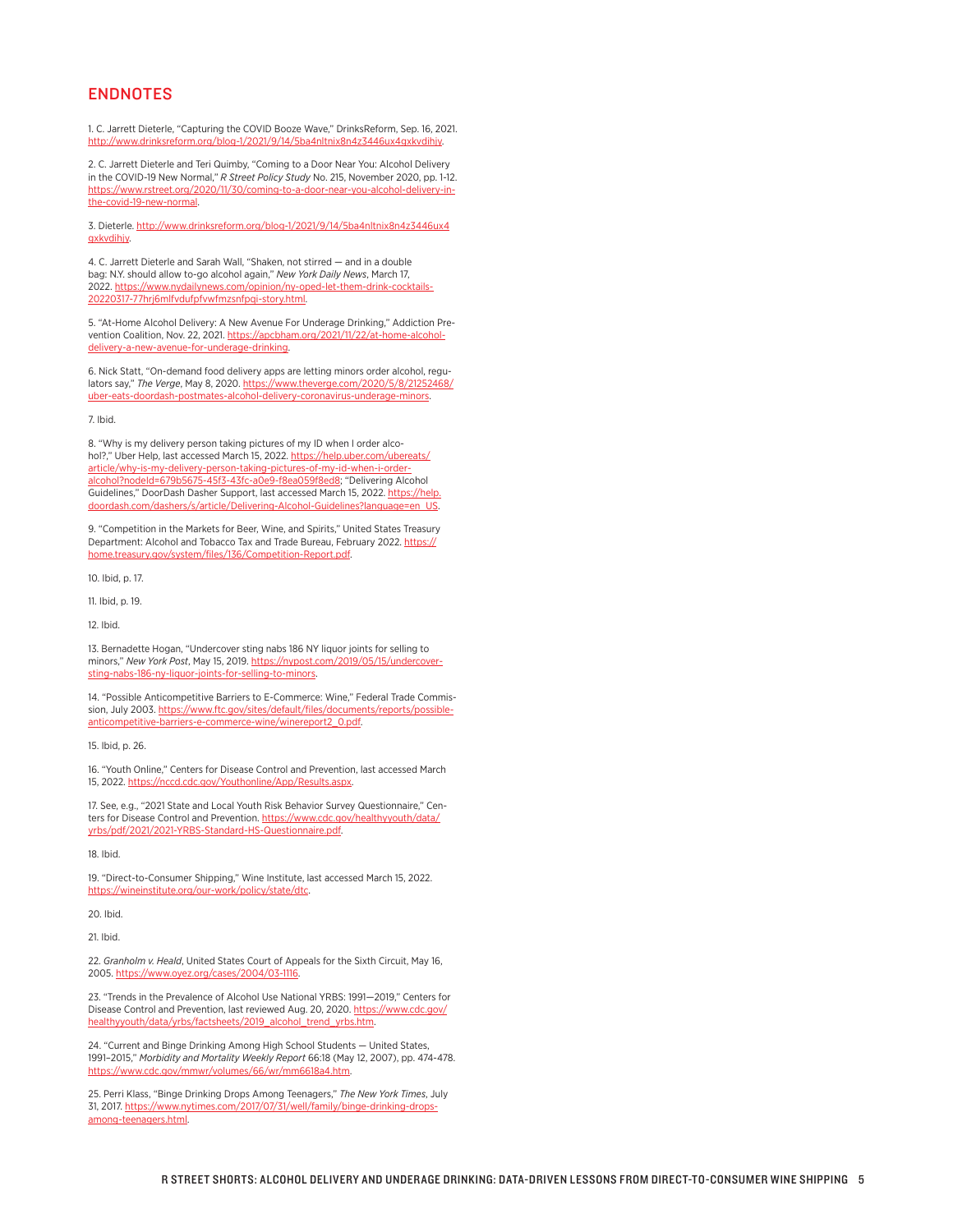## ENDNOTES

1. C. Jarrett Dieterle, "Capturing the COVID Booze Wave," DrinksReform, Sep. 16, 2021. http://www.drinksreform.org/blog-1/2021/9/14/5ba4nltnix8n4z3446ux4gxkvdihjy.

2. C. Jarrett Dieterle and Teri Quimby, "Coming to a Door Near You: Alcohol Delivery in the COVID-19 New Normal," *R Street Policy Study* No. 215, November 2020, pp. 1-12. https://www.rstreet.org/2020/11/30/coming-to-a-door-near-you-alcohol-delivery-in-the-covid-19-new-normal.

3. Dieterle. http://www.drinksreform.org/blog-1/2021/9/14/5ba4nltnix8n4z3446ux4gxkvdihjy.

4. C. Jarrett Dieterle and Sarah Wall, "Shaken, not stirred — and in a double bag: N.Y. should allow to-go alcohol again," *New York Daily News*, March 17, 2022. https://www.nydailynews.com/opinion/ny-oped-let-them-drink-cocktails-20220317-77hrj6mlfvdufpfvwfmzsnfpqi-story.html.

5. "At-Home Alcohol Delivery: A New Avenue For Underage Drinking," Addiction Prevention Coalition, Nov. 22, 2021. https://apcbham.org/2021/11/22/at-home-alcohol-delivery-a-new-avenue-for-underage-drinking.

6. Nick Statt, "On-demand food delivery apps are letting minors order alcohol, regulators say," *The Verge*, May 8, 2020. https://www.theverge.com/2020/5/8/21252468/uber-eats-doordash-postmates-alcohol-delivery-coronavirus-underage-minors.

7. Ibid.

8. "Why is my delivery person taking pictures of my ID when I order alcohol?," Uber Help, last accessed March 15, 2022. https://help.uber.com/ubereats/article/why-is-my-delivery-person-taking-pictures-of-my-id-when-i-order-alcohol?nodeId=679b5675-45f3-43fc-a0e9-f8ea059f8ed8; "Delivering Alcohol Guidelines," DoorDash Dasher Support, last accessed March 15, 2022. https://help.doordash.com/dashers/s/article/Delivering-Alcohol-Guidelines?language=en_US.

9. "Competition in the Markets for Beer, Wine, and Spirits," United States Treasury Department: Alcohol and Tobacco Tax and Trade Bureau, February 2022. https://home.treasury.gov/system/files/136/Competition-Report.pdf.

10. Ibid, p. 17.

11. Ibid, p. 19.

12. Ibid.

13. Bernadette Hogan, "Undercover sting nabs 186 NY liquor joints for selling to minors," *New York Post*, May 15, 2019. https://nypost.com/2019/05/15/undercover-sting-nabs-186-ny-liquor-joints-for-selling-to-minors.

14. "Possible Anticompetitive Barriers to E-Commerce: Wine," Federal Trade Commission, July 2003. https://www.ftc.gov/sites/default/files/documents/reports/possible-anticompetitive-barriers-e-commerce-wine/winereport2_0.pdf.

15. Ibid, p. 26.

16. "Youth Online," Centers for Disease Control and Prevention, last accessed March 15, 2022. https://nccd.cdc.gov/Youthonline/App/Results.aspx.

17. See, e.g., "2021 State and Local Youth Risk Behavior Survey Questionnaire," Centers for Disease Control and Prevention. https://www.cdc.gov/healthyyouth/data/yrbs/pdf/2021/2021-YRBS-Standard-HS-Questionnaire.pdf.

18. Ibid.

19. "Direct-to-Consumer Shipping," Wine Institute, last accessed March 15, 2022. https://wineinstitute.org/our-work/policy/state/dtc.

20. Ibid.

21. Ibid.

22. *Granholm v. Heald*, United States Court of Appeals for the Sixth Circuit, May 16, 2005. https://www.oyez.org/cases/2004/03-1116.

23. "Trends in the Prevalence of Alcohol Use National YRBS: 1991—2019," Centers for Disease Control and Prevention, last reviewed Aug. 20, 2020. https://www.cdc.gov/healthyyouth/data/yrbs/factsheets/2019_alcohol_trend_yrbs.htm.

24. "Current and Binge Drinking Among High School Students — United States, 1991–2015," *Morbidity and Mortality Weekly Report* 66:18 (May 12, 2007), pp. 474-478. https://www.cdc.gov/mmwr/volumes/66/wr/mm6618a4.htm.

25. Perri Klass, "Binge Drinking Drops Among Teenagers," *The New York Times*, July 31, 2017. https://www.nytimes.com/2017/07/31/well/family/binge-drinking-drops-among-teenagers.html.